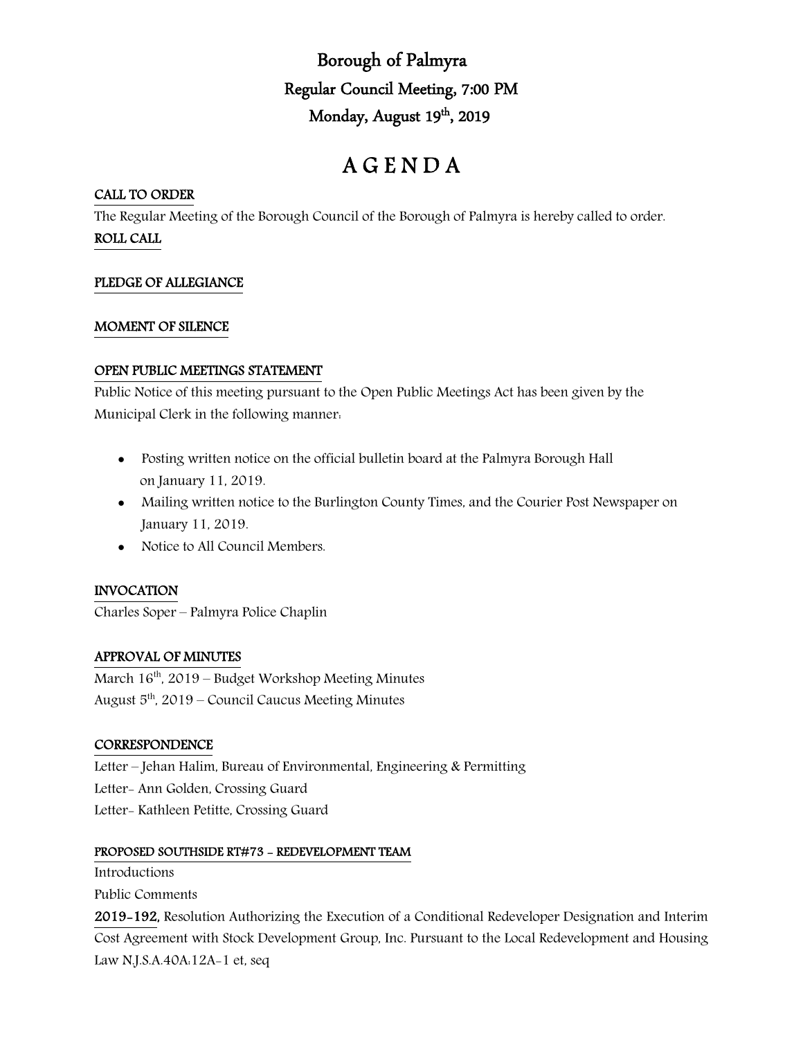# Borough of Palmyra

## Regular Council Meeting, 7:00 PM

## Monday, August 19th, 2019

# A G E N D A

**CALL TO ORDER**

The Regular Meeting of the Borough Council of the Borough of Palmyra is hereby called to order.

**ROLL CALL**

**PLEDGE OF ALLEGIANCE**

**MOMENT OF SILENCE**

**OPEN PUBLIC MEETINGS STATEMENT**

Public Notice of this meeting pursuant to the Open Public Meetings Act has been given by the Municipal Clerk in the following manner:

- Posting written notice on the official bulletin board at the Palmyra Borough Hall on January 11, 2019.
- Mailing written notice to the Burlington County Times, and the Courier Post Newspaper on January 11, 2019.
- Notice to All Council Members.

**INVOCATION**

Charles Soper – Palmyra Police Chaplin

**APPROVAL OF MINUTES**

March 16th, 2019 – Budget Workshop Meeting Minutes

August 5th, 2019 – Council Caucus Meeting Minutes

**CORRESPONDENCE**

Letter – Jehan Halim, Bureau of Environmental, Engineering & Permitting

Letter- Ann Golden, Crossing Guard

Letter- Kathleen Petitte, Crossing Guard

**PROPOSED SOUTHSIDE RT#73 - REDEVELOPMENT TEAM**

Introductions

Public Comments

**2019-192,** Resolution Authorizing the Execution of a Conditional Redeveloper Designation and Interim Cost Agreement with Stock Development Group, Inc. Pursuant to the Local Redevelopment and Housing Law N.J.S.A.40A:12A-1 et, seq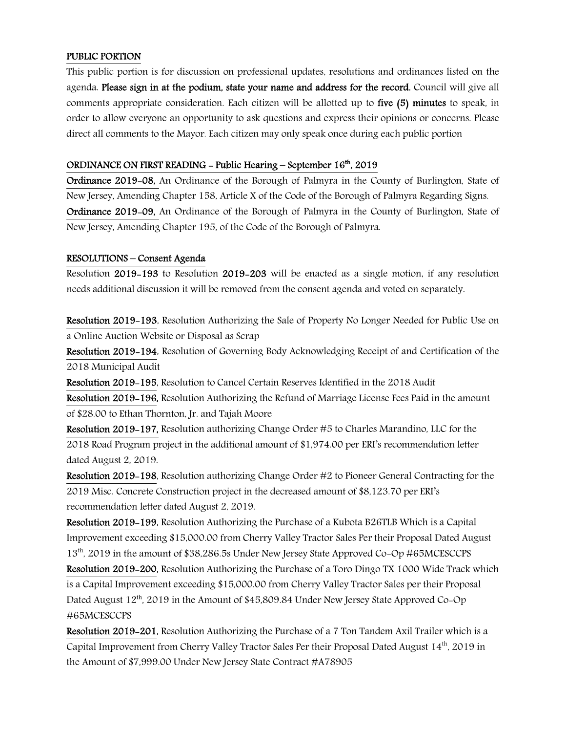## PUBLIC PORTION

This public portion is for discussion on professional updates, resolutions and ordinances listed on the agenda. **Please sign in at the podium, state your name and address for the record.** Council will give all comments appropriate consideration. Each citizen will be allotted up to **five (5) minutes** to speak, in order to allow everyone an opportunity to ask questions and express their opinions or concerns. Please direct all comments to the Mayor. Each citizen may only speak once during each public portion

## ORDINANCE ON FIRST READING - Public Hearing – September 16th, 2019

**Ordinance 2019-08,** An Ordinance of the Borough of Palmyra in the County of Burlington, State of New Jersey, Amending Chapter 158, Article X of the Code of the Borough of Palmyra Regarding Signs.

**Ordinance 2019-09,** An Ordinance of the Borough of Palmyra in the County of Burlington, State of New Jersey, Amending Chapter 195, of the Code of the Borough of Palmyra.

## RESOLUTIONS – Consent Agenda

Resolution **2019-193** to Resolution **2019-203** will be enacted as a single motion, if any resolution needs additional discussion it will be removed from the consent agenda and voted on separately.

**Resolution 2019-193**, Resolution Authorizing the Sale of Property No Longer Needed for Public Use on a Online Auction Website or Disposal as Scrap

**Resolution 2019-194**, Resolution of Governing Body Acknowledging Receipt of and Certification of the 2018 Municipal Audit

**Resolution 2019-195**, Resolution to Cancel Certain Reserves Identified in the 2018 Audit

**Resolution 2019-196,** Resolution Authorizing the Refund of Marriage License Fees Paid in the amount of $28.00 to Ethan Thornton, Jr. and Tajah Moore

**Resolution 2019-197,** Resolution authorizing Change Order #5 to Charles Marandino, LLC for the 2018 Road Program project in the additional amount of $1,974.00 per ERI's recommendation letter dated August 2, 2019.

**Resolution 2019-198**, Resolution authorizing Change Order #2 to Pioneer General Contracting for the 2019 Misc. Concrete Construction project in the decreased amount of $8,123.70 per ERI's recommendation letter dated August 2, 2019.

**Resolution 2019-199**, Resolution Authorizing the Purchase of a Kubota B26TLB Which is a Capital Improvement exceeding $15,000.00 from Cherry Valley Tractor Sales Per their Proposal Dated August 13th, 2019 in the amount of $38,286.5s Under New Jersey State Approved Co-Op #65MCESCCPS

**Resolution 2019-200**, Resolution Authorizing the Purchase of a Toro Dingo TX 1000 Wide Track which is a Capital Improvement exceeding $15,000.00 from Cherry Valley Tractor Sales per their Proposal Dated August 12th, 2019 in the Amount of $45,809.84 Under New Jersey State Approved Co-Op #65MCESCCPS

**Resolution 2019-201**, Resolution Authorizing the Purchase of a 7 Ton Tandem Axil Trailer which is a Capital Improvement from Cherry Valley Tractor Sales Per their Proposal Dated August 14th, 2019 in the Amount of $7,999.00 Under New Jersey State Contract #A78905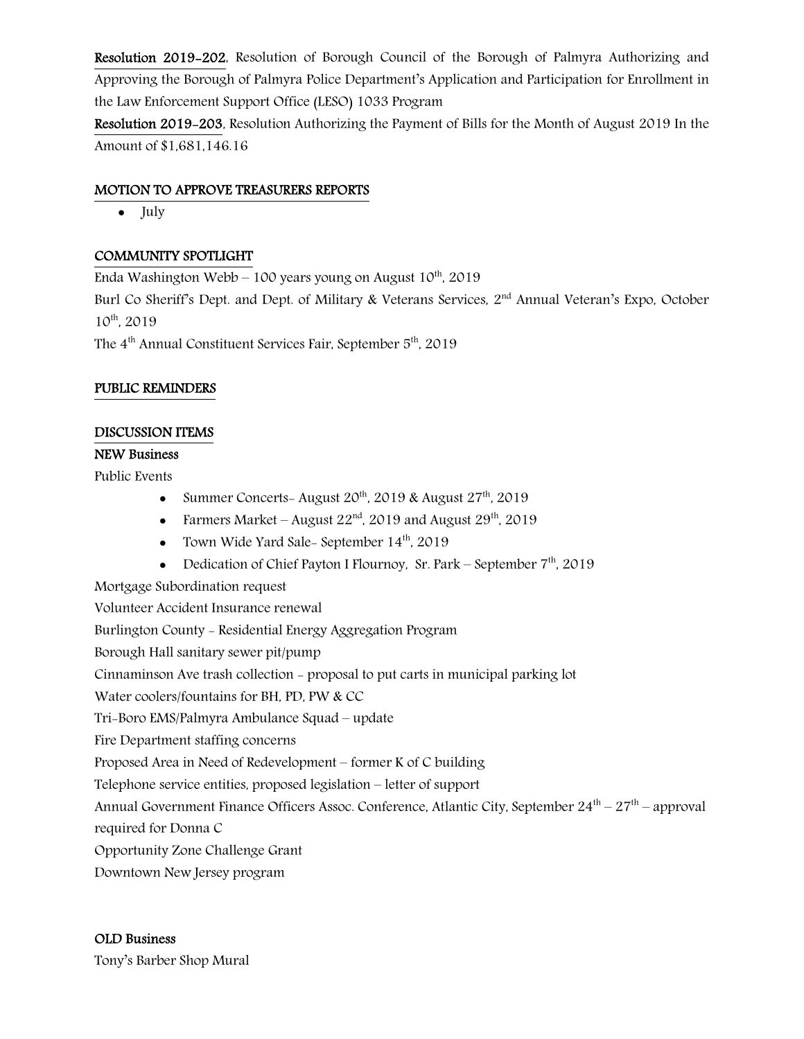**Resolution 2019-202**, Resolution of Borough Council of the Borough of Palmyra Authorizing and Approving the Borough of Palmyra Police Department's Application and Participation for Enrollment in the Law Enforcement Support Office (LESO) 1033 Program

**Resolution 2019-203**, Resolution Authorizing the Payment of Bills for the Month of August 2019 In the Amount of $1,681,146.16

## MOTION TO APPROVE TREASURERS REPORTS

- July

## COMMUNITY SPOTLIGHT

Enda Washington Webb – 100 years young on August 10th, 2019

Burl Co Sheriff's Dept. and Dept. of Military & Veterans Services, 2nd Annual Veteran's Expo, October 10th, 2019

The 4th Annual Constituent Services Fair, September 5th, 2019

## PUBLIC REMINDERS

## DISCUSSION ITEMS

### NEW Business

Public Events

- Summer Concerts- August 20th, 2019 & August 27th, 2019
- Farmers Market – August 22nd, 2019 and August 29th, 2019
- Town Wide Yard Sale- September 14th, 2019
- Dedication of Chief Payton I Flournoy, Sr. Park – September 7th, 2019

Mortgage Subordination request

Volunteer Accident Insurance renewal

Burlington County - Residential Energy Aggregation Program

Borough Hall sanitary sewer pit/pump

Cinnaminson Ave trash collection - proposal to put carts in municipal parking lot

Water coolers/fountains for BH, PD, PW & CC

Tri-Boro EMS/Palmyra Ambulance Squad – update

Fire Department staffing concerns

Proposed Area in Need of Redevelopment – former K of C building

Telephone service entities, proposed legislation – letter of support

Annual Government Finance Officers Assoc. Conference, Atlantic City, September 24th – 27th – approval required for Donna C

Opportunity Zone Challenge Grant

Downtown New Jersey program

### OLD Business

Tony's Barber Shop Mural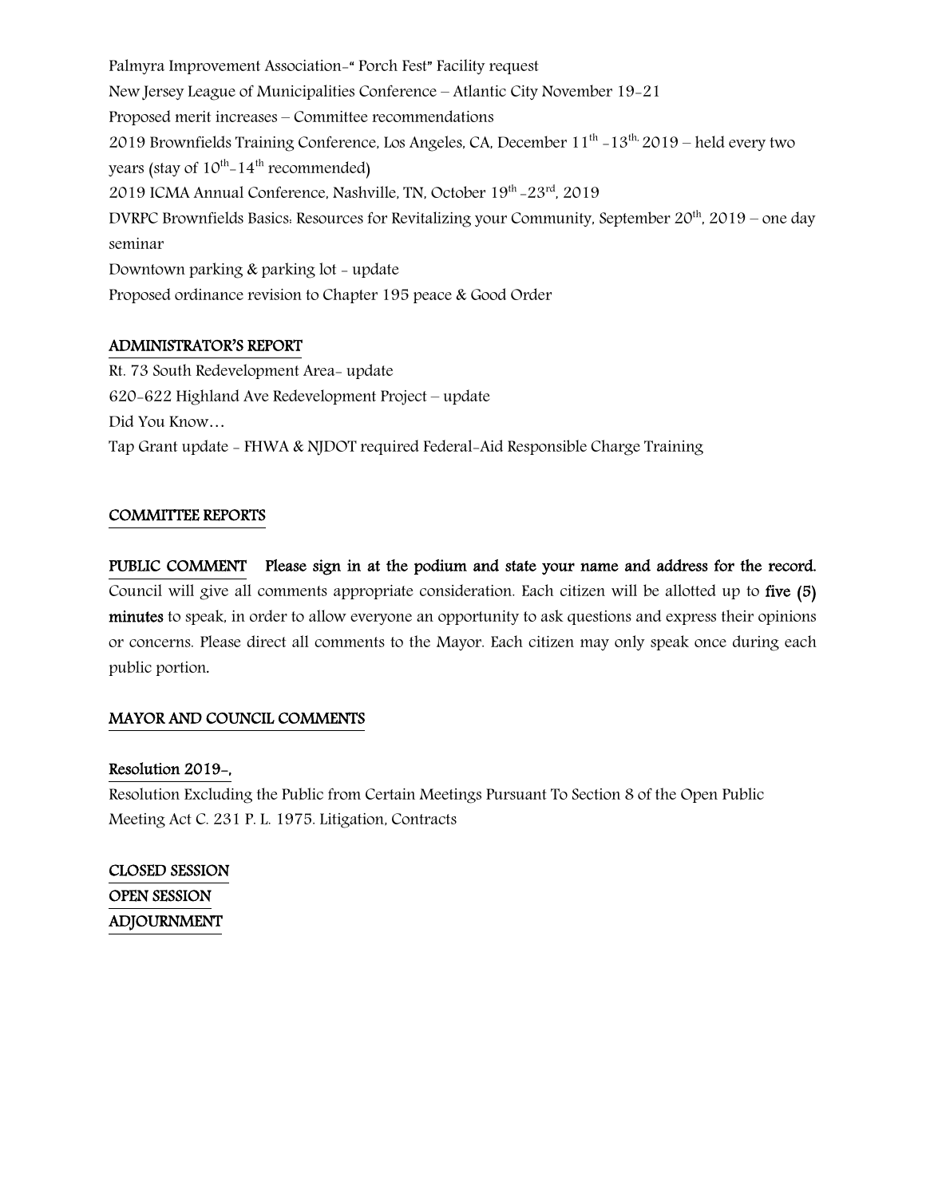Palmyra Improvement Association-" Porch Fest" Facility request

New Jersey League of Municipalities Conference – Atlantic City November 19-21

Proposed merit increases – Committee recommendations

2019 Brownfields Training Conference, Los Angeles, CA, December 11th -13th, 2019 – held every two years (stay of 10th-14th recommended)

2019 ICMA Annual Conference, Nashville, TN, October 19th -23rd, 2019

DVRPC Brownfields Basics: Resources for Revitalizing your Community, September 20th, 2019 – one day seminar

Downtown parking & parking lot - update

Proposed ordinance revision to Chapter 195 peace & Good Order

**ADMINISTRATOR'S REPORT**

Rt. 73 South Redevelopment Area- update

620-622 Highland Ave Redevelopment Project – update

Did You Know…

Tap Grant update - FHWA & NJDOT required Federal-Aid Responsible Charge Training

**COMMITTEE REPORTS**

**PUBLIC COMMENT** **Please sign in at the podium and state your name and address for the record.** Council will give all comments appropriate consideration. Each citizen will be allotted up to **five (5) minutes** to speak, in order to allow everyone an opportunity to ask questions and express their opinions or concerns. Please direct all comments to the Mayor. Each citizen may only speak once during each public portion.

**MAYOR AND COUNCIL COMMENTS**

**Resolution 2019-,**

Resolution Excluding the Public from Certain Meetings Pursuant To Section 8 of the Open Public Meeting Act C. 231 P. L. 1975. Litigation, Contracts

**CLOSED SESSION**

**OPEN SESSION**

**ADJOURNMENT**